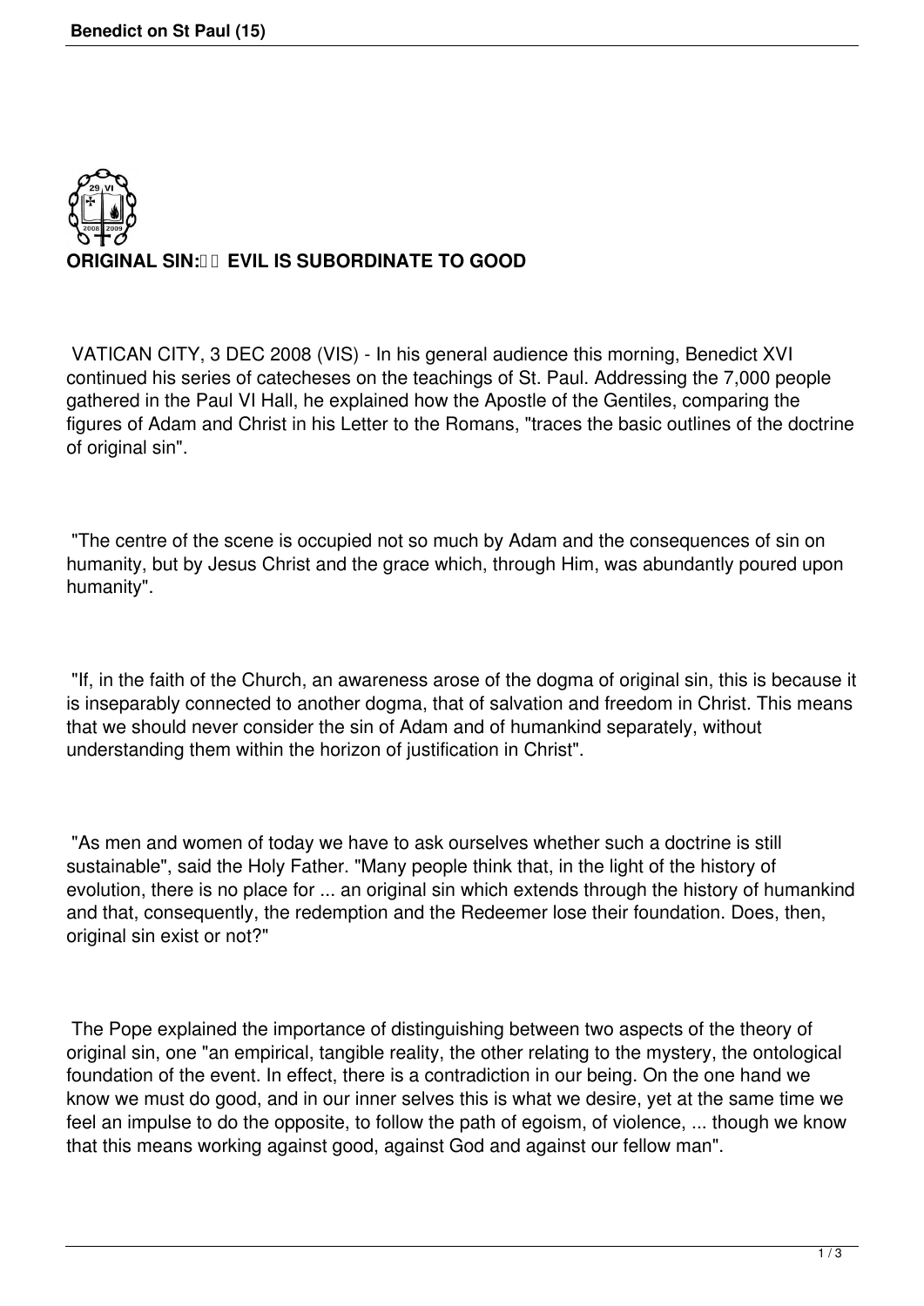# ORIGINAL SIN: EVIL IS SUBORDINATE TO GOOD

VATICAN CITY, 3 DEC 2008 (VIS) - In his general audience this morning, Benedict XVI continued his series of catecheses on the teachings of St. Paul. Addressing the 7,000 people gathered in the Paul VI Hall, he explained how the Apostle of the Gentiles, comparing the figures of Adam and Christ in his Letter to the Romans, "traces the basic outlines of the doctrine of original sin".

"The centre of the scene is occupied not so much by Adam and the consequences of sin on humanity, but by Jesus Christ and the grace which, through Him, was abundantly poured upon humanity".

"If, in the faith of the Church, an awareness arose of the dogma of original sin, this is because it is inseparably connected to another dogma, that of salvation and freedom in Christ. This means that we should never consider the sin of Adam and of humankind separately, without understanding them within the horizon of justification in Christ".

"As men and women of today we have to ask ourselves whether such a doctrine is still sustainable", said the Holy Father. "Many people think that, in the light of the history of evolution, there is no place for ... an original sin which extends through the history of humankind and that, consequently, the redemption and the Redeemer lose their foundation. Does, then, original sin exist or not?"

The Pope explained the importance of distinguishing between two aspects of the theory of original sin, one "an empirical, tangible reality, the other relating to the mystery, the ontological foundation of the event. In effect, there is a contradiction in our being. On the one hand we know we must do good, and in our inner selves this is what we desire, yet at the same time we feel an impulse to do the opposite, to follow the path of egoism, of violence, ... though we know that this means working against good, against God and against our fellow man".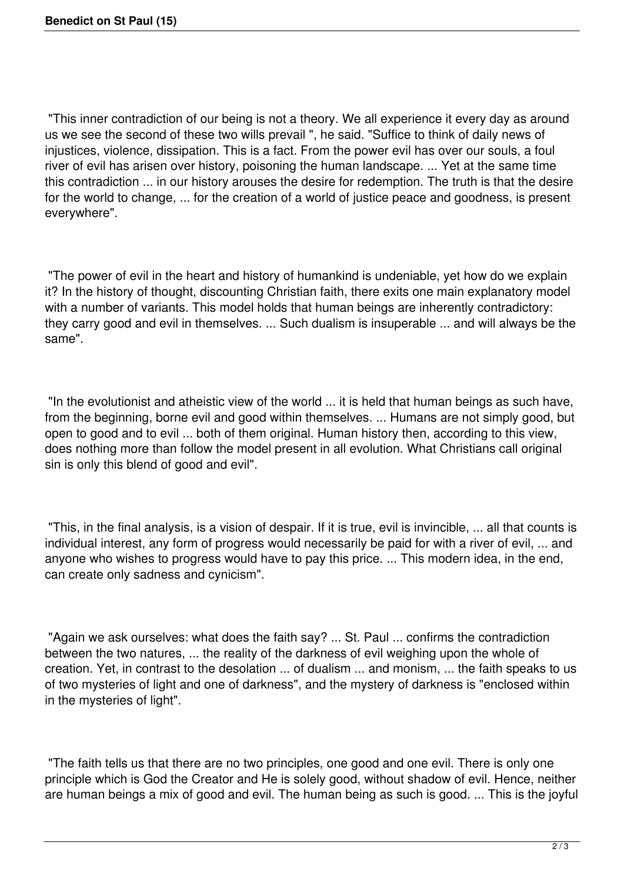"This inner contradiction of our being is not a theory. We all experience it every day as around us we see the second of these two wills prevail ", he said. "Suffice to think of daily news of injustices, violence, dissipation. This is a fact. From the power evil has over our souls, a foul river of evil has arisen over history, poisoning the human landscape. ... Yet at the same time this contradiction ... in our history arouses the desire for redemption. The truth is that the desire for the world to change, ... for the creation of a world of justice peace and goodness, is present everywhere".

"The power of evil in the heart and history of humankind is undeniable, yet how do we explain it? In the history of thought, discounting Christian faith, there exits one main explanatory model with a number of variants. This model holds that human beings are inherently contradictory: they carry good and evil in themselves. ... Such dualism is insuperable ... and will always be the same".

"In the evolutionist and atheistic view of the world ... it is held that human beings as such have, from the beginning, borne evil and good within themselves. ... Humans are not simply good, but open to good and to evil ... both of them original. Human history then, according to this view, does nothing more than follow the model present in all evolution. What Christians call original sin is only this blend of good and evil".

"This, in the final analysis, is a vision of despair. If it is true, evil is invincible, ... all that counts is individual interest, any form of progress would necessarily be paid for with a river of evil, ... and anyone who wishes to progress would have to pay this price. ... This modern idea, in the end, can create only sadness and cynicism".

"Again we ask ourselves: what does the faith say? ... St. Paul ... confirms the contradiction between the two natures, ... the reality of the darkness of evil weighing upon the whole of creation. Yet, in contrast to the desolation ... of dualism ... and monism, ... the faith speaks to us of two mysteries of light and one of darkness", and the mystery of darkness is "enclosed within in the mysteries of light".

"The faith tells us that there are no two principles, one good and one evil. There is only one principle which is God the Creator and He is solely good, without shadow of evil. Hence, neither are human beings a mix of good and evil. The human being as such is good. ... This is the joyful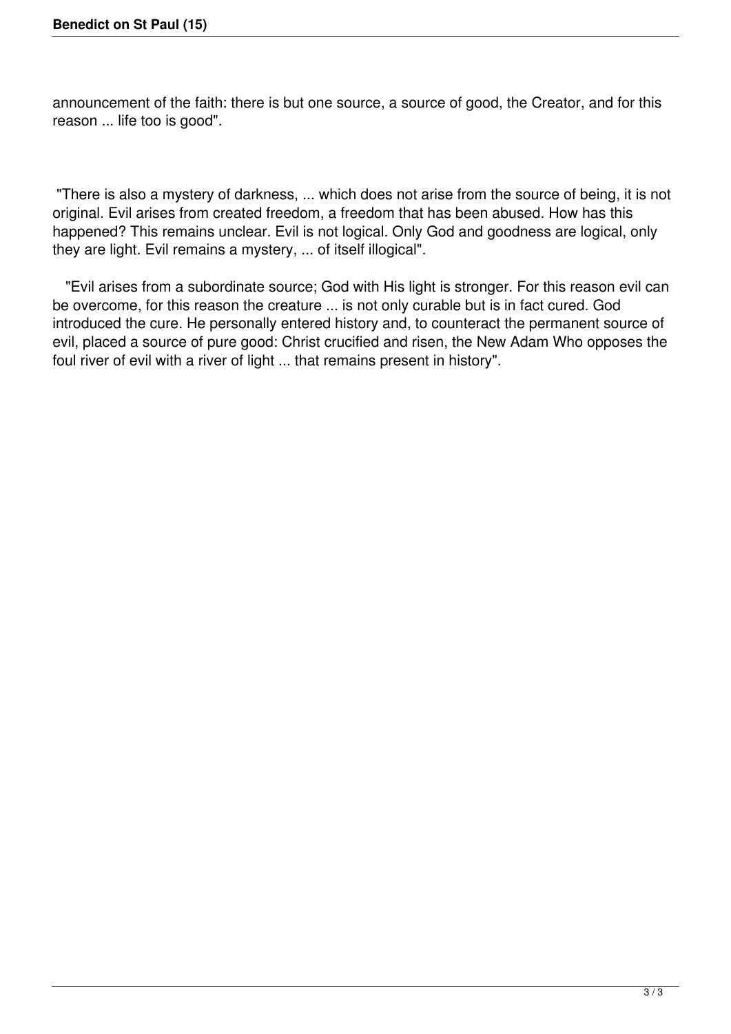announcement of the faith: there is but one source, a source of good, the Creator, and for this reason ... life too is good".

"There is also a mystery of darkness, ... which does not arise from the source of being, it is not original. Evil arises from created freedom, a freedom that has been abused. How has this happened? This remains unclear. Evil is not logical. Only God and goodness are logical, only they are light. Evil remains a mystery, ... of itself illogical".

"Evil arises from a subordinate source; God with His light is stronger. For this reason evil can be overcome, for this reason the creature ... is not only curable but is in fact cured. God introduced the cure. He personally entered history and, to counteract the permanent source of evil, placed a source of pure good: Christ crucified and risen, the New Adam Who opposes the foul river of evil with a river of light ... that remains present in history".